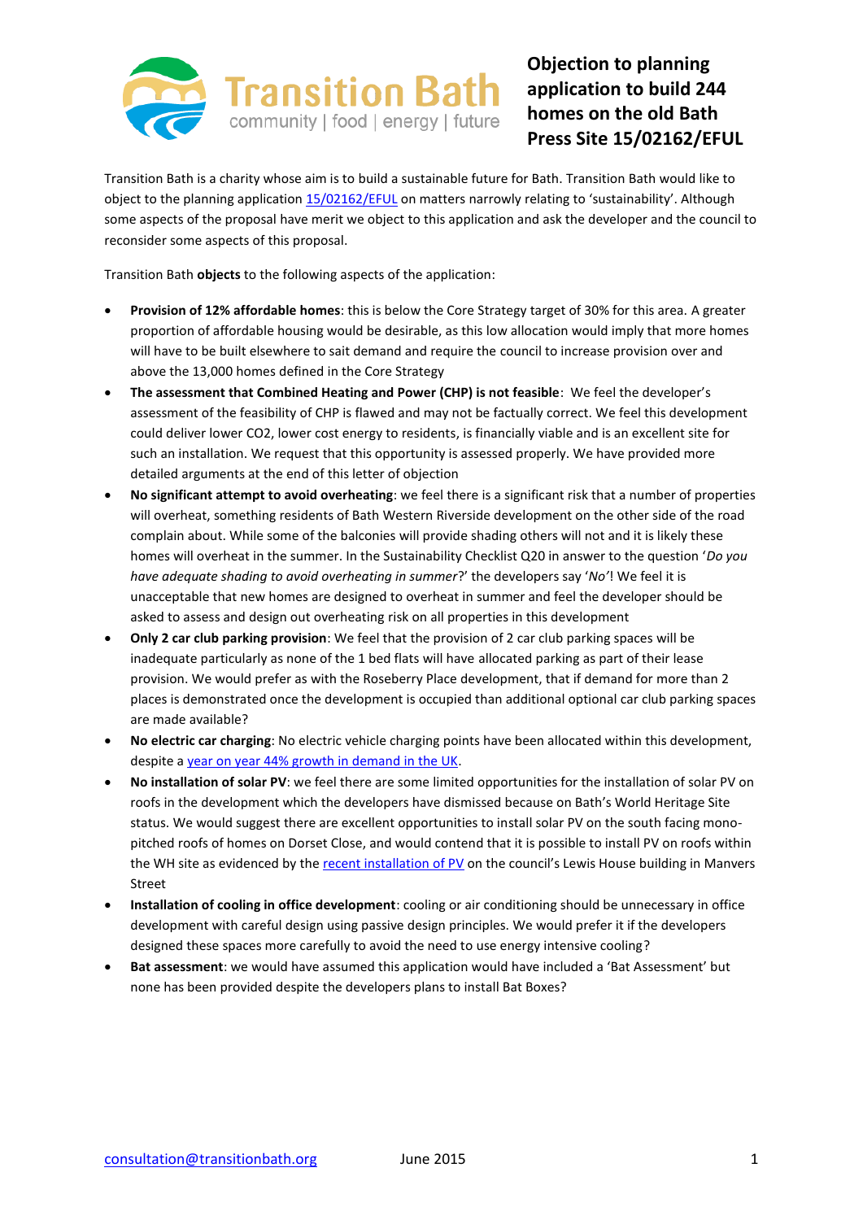Transition Bath
community | food | energy | future

# Objection to planning application to build 244 homes on the old Bath Press Site 15/02162/EFUL

Transition Bath is a charity whose aim is to build a sustainable future for Bath. Transition Bath would like to object to the planning application [15/02162/EFUL](15/02162/EFUL) on matters narrowly relating to 'sustainability'. Although some aspects of the proposal have merit we object to this application and ask the developer and the council to reconsider some aspects of this proposal.

Transition Bath **objects** to the following aspects of the application:

- **Provision of 12% affordable homes**: this is below the Core Strategy target of 30% for this area. A greater proportion of affordable housing would be desirable, as this low allocation would imply that more homes will have to be built elsewhere to sait demand and require the council to increase provision over and above the 13,000 homes defined in the Core Strategy
- **The assessment that Combined Heating and Power (CHP) is not feasible**: We feel the developer's assessment of the feasibility of CHP is flawed and may not be factually correct. We feel this development could deliver lower CO2, lower cost energy to residents, is financially viable and is an excellent site for such an installation. We request that this opportunity is assessed properly. We have provided more detailed arguments at the end of this letter of objection
- **No significant attempt to avoid overheating**: we feel there is a significant risk that a number of properties will overheat, something residents of Bath Western Riverside development on the other side of the road complain about. While some of the balconies will provide shading others will not and it is likely these homes will overheat in the summer. In the Sustainability Checklist Q20 in answer to the question '*Do you have adequate shading to avoid overheating in summer*?' the developers say '*No'*! We feel it is unacceptable that new homes are designed to overheat in summer and feel the developer should be asked to assess and design out overheating risk on all properties in this development
- **Only 2 car club parking provision**: We feel that the provision of 2 car club parking spaces will be inadequate particularly as none of the 1 bed flats will have allocated parking as part of their lease provision. We would prefer as with the Roseberry Place development, that if demand for more than 2 places is demonstrated once the development is occupied than additional optional car club parking spaces are made available?
- **No electric car charging**: No electric vehicle charging points have been allocated within this development, despite a [year on year 44% growth in demand in the UK](year on year 44% growth in demand in the UK).
- **No installation of solar PV**: we feel there are some limited opportunities for the installation of solar PV on roofs in the development which the developers have dismissed because on Bath's World Heritage Site status. We would suggest there are excellent opportunities to install solar PV on the south facing mono-pitched roofs of homes on Dorset Close, and would contend that it is possible to install PV on roofs within the WH site as evidenced by the [recent installation of PV](recent installation of PV) on the council's Lewis House building in Manvers Street
- **Installation of cooling in office development**: cooling or air conditioning should be unnecessary in office development with careful design using passive design principles. We would prefer it if the developers designed these spaces more carefully to avoid the need to use energy intensive cooling?
- **Bat assessment**: we would have assumed this application would have included a 'Bat Assessment' but none has been provided despite the developers plans to install Bat Boxes?

consultation@transitionbath.org June 2015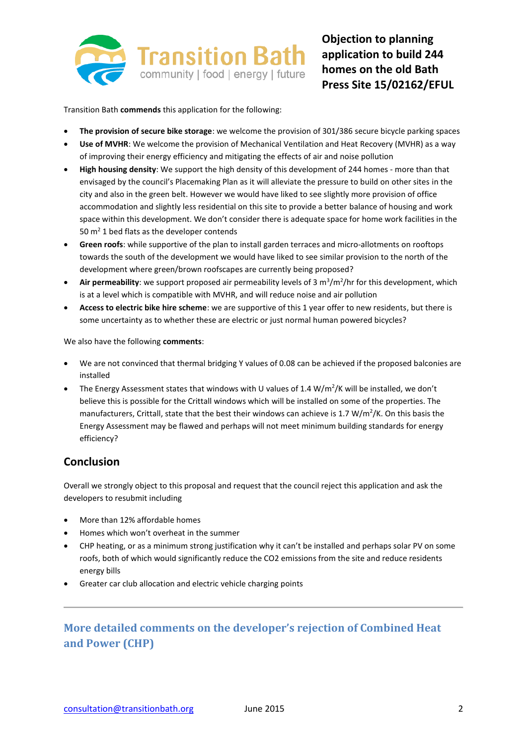# Objection to planning application to build 244 homes on the old Bath Press Site 15/02162/EFUL

Transition Bath **commends** this application for the following:

- **The provision of secure bike storage**: we welcome the provision of 301/386 secure bicycle parking spaces
- **Use of MVHR**: We welcome the provision of Mechanical Ventilation and Heat Recovery (MVHR) as a way of improving their energy efficiency and mitigating the effects of air and noise pollution
- **High housing density**: We support the high density of this development of 244 homes - more than that envisaged by the council's Placemaking Plan as it will alleviate the pressure to build on other sites in the city and also in the green belt. However we would have liked to see slightly more provision of office accommodation and slightly less residential on this site to provide a better balance of housing and work space within this development. We don't consider there is adequate space for home work facilities in the 50 $m^2$ 1 bed flats as the developer contends
- **Green roofs**: while supportive of the plan to install garden terraces and micro-allotments on rooftops towards the south of the development we would have liked to see similar provision to the north of the development where green/brown roofscapes are currently being proposed?
- **Air permeability**: we support proposed air permeability levels of 3 $m^3/m^2/hr$ for this development, which is at a level which is compatible with MVHR, and will reduce noise and air pollution
- **Access to electric bike hire scheme**: we are supportive of this 1 year offer to new residents, but there is some uncertainty as to whether these are electric or just normal human powered bicycles?

We also have the following **comments**:

- We are not convinced that thermal bridging Y values of 0.08 can be achieved if the proposed balconies are installed
- The Energy Assessment states that windows with U values of 1.4 $W/m^2/K$ will be installed, we don't believe this is possible for the Crittall windows which will be installed on some of the properties. The manufacturers, Crittall, state that the best their windows can achieve is 1.7 $W/m^2/K$. On this basis the Energy Assessment may be flawed and perhaps will not meet minimum building standards for energy efficiency?

## Conclusion

Overall we strongly object to this proposal and request that the council reject this application and ask the developers to resubmit including

- More than 12% affordable homes
- Homes which won't overheat in the summer
- CHP heating, or as a minimum strong justification why it can't be installed and perhaps solar PV on some roofs, both of which would significantly reduce the $CO_2$ emissions from the site and reduce residents energy bills
- Greater car club allocation and electric vehicle charging points

---

## More detailed comments on the developer's rejection of Combined Heat and Power (CHP)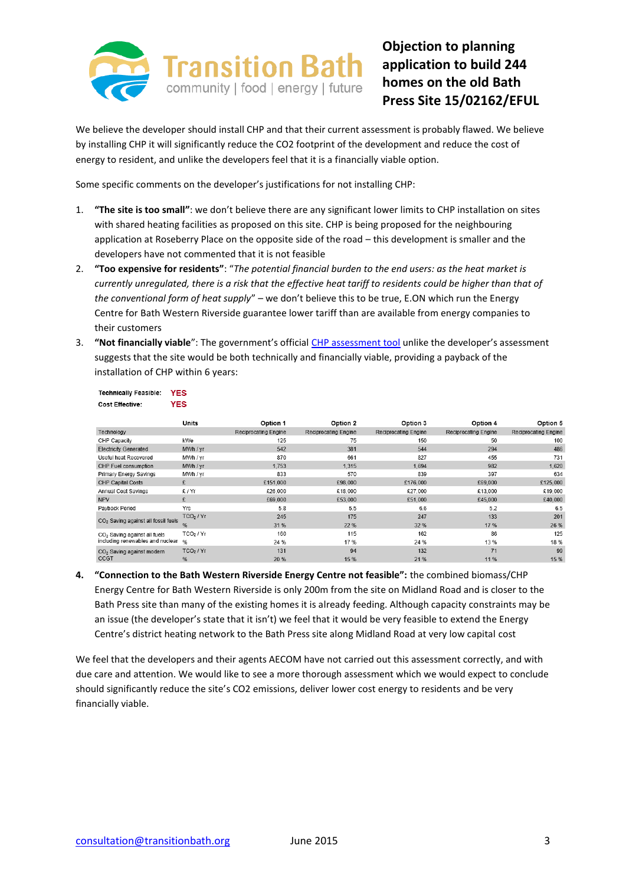# Objection to planning application to build 244 homes on the old Bath Press Site 15/02162/EFUL

We believe the developer should install CHP and that their current assessment is probably flawed. We believe by installing CHP it will significantly reduce the CO2 footprint of the development and reduce the cost of energy to resident, and unlike the developers feel that it is a financially viable option.

Some specific comments on the developer's justifications for not installing CHP:

1. **"The site is too small"**: we don't believe there are any significant lower limits to CHP installation on sites with shared heating facilities as proposed on this site. CHP is being proposed for the neighbouring application at Roseberry Place on the opposite side of the road – this development is smaller and the developers have not commented that it is not feasible
2. **"Too expensive for residents"**: "*The potential financial burden to the end users: as the heat market is currently unregulated, there is a risk that the effective heat tariff to residents could be higher than that of the conventional form of heat supply*" – we don't believe this to be true, E.ON which run the Energy Centre for Bath Western Riverside guarantee lower tariff than are available from energy companies to their customers
3. **"Not financially viable"**: The government's official CHP assessment tool unlike the developer's assessment suggests that the site would be both technically and financially viable, providing a payback of the installation of CHP within 6 years:

**Technically Feasible:** YES
**Cost Effective:** YES

| | Units | Option 1 | Option 2 | Option 3 | Option 4 | Option 5 |
|---|---|---|---|---|---|---|
| Technology | | Reciprocating Engine | Reciprocating Engine | Reciprocating Engine | Reciprocating Engine | Reciprocating Engine |
| CHP Capacity | kWe | 125 | 75 | 150 | 50 | 100 |
| Electricity Generated | MWh / yr | 542 | 381 | 544 | 294 | 486 |
| Useful heat Recovered | MWh / yr | 870 | 661 | 827 | 455 | 731 |
| CHP Fuel consumption | MWh / yr | 1,753 | 1,315 | 1,694 | 982 | 1,620 |
| Primary Energy Savings | MWh / yr | 833 | 570 | 839 | 397 | 634 |
| CHP Capital Costs | £ | £151,000 | £98,000 | £176,000 | £69,000 | £125,000 |
| Annual Cost Savings | £ / Yr | £26,000 | £18,000 | £27,000 | £13,000 | £19,000 |
| NPV | £ | £69,000 | £53,000 | £51,000 | £45,000 | £40,000 |
| Payback Period | Yrs | 5.8 | 5.5 | 6.6 | 5.2 | 6.5 |
| $CO_2$ Saving against all fossil fuels | $TCO_2$ / Yr | 245 | 175 | 247 | 133 | 201 |
| | % | 31 % | 22 % | 32 % | 17 % | 26 % |
| $CO_2$ Saving against all fuels including renewables and nuclear | $TCO_2$ / Yr | 160 | 115 | 162 | 86 | 125 |
| | % | 24 % | 17 % | 24 % | 13 % | 18 % |
| $CO_2$ Saving against modern CCGT | $TCO_2$ / Yr | 131 | 94 | 132 | 71 | 90 |
| | % | 20 % | 15 % | 21 % | 11 % | 15 % |

4. **"Connection to the Bath Western Riverside Energy Centre not feasible":** the combined biomass/CHP Energy Centre for Bath Western Riverside is only 200m from the site on Midland Road and is closer to the Bath Press site than many of the existing homes it is already feeding. Although capacity constraints may be an issue (the developer's state that it isn't) we feel that it would be very feasible to extend the Energy Centre's district heating network to the Bath Press site along Midland Road at very low capital cost

We feel that the developers and their agents AECOM have not carried out this assessment correctly, and with due care and attention. We would like to see a more thorough assessment which we would expect to conclude should significantly reduce the site's CO2 emissions, deliver lower cost energy to residents and be very financially viable.

consultation@transitionbath.org June 2015